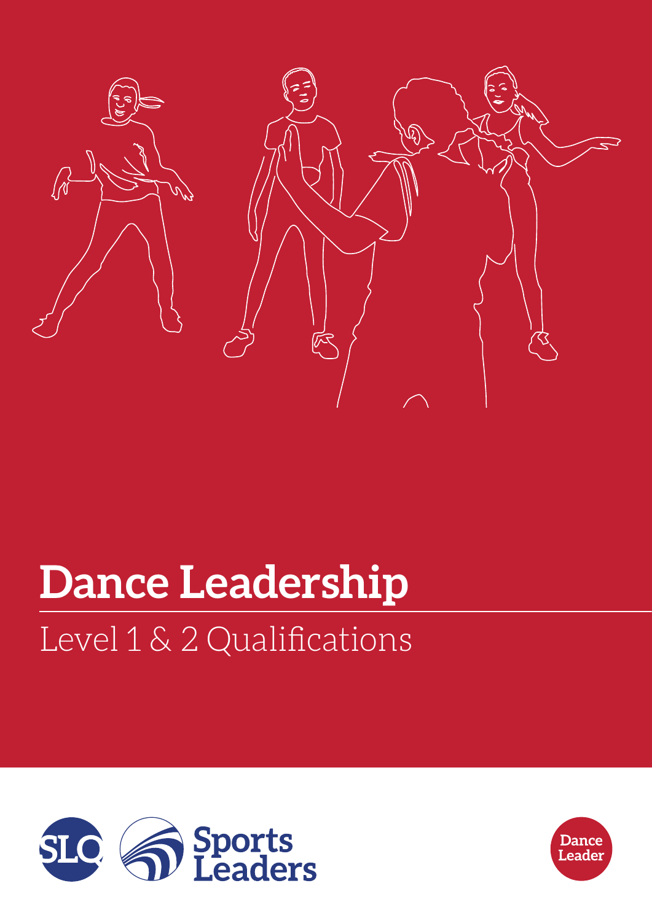# Dance Leadership

## Level 1 & 2 Qualifications

SLQ Sports Leaders

Dance Leader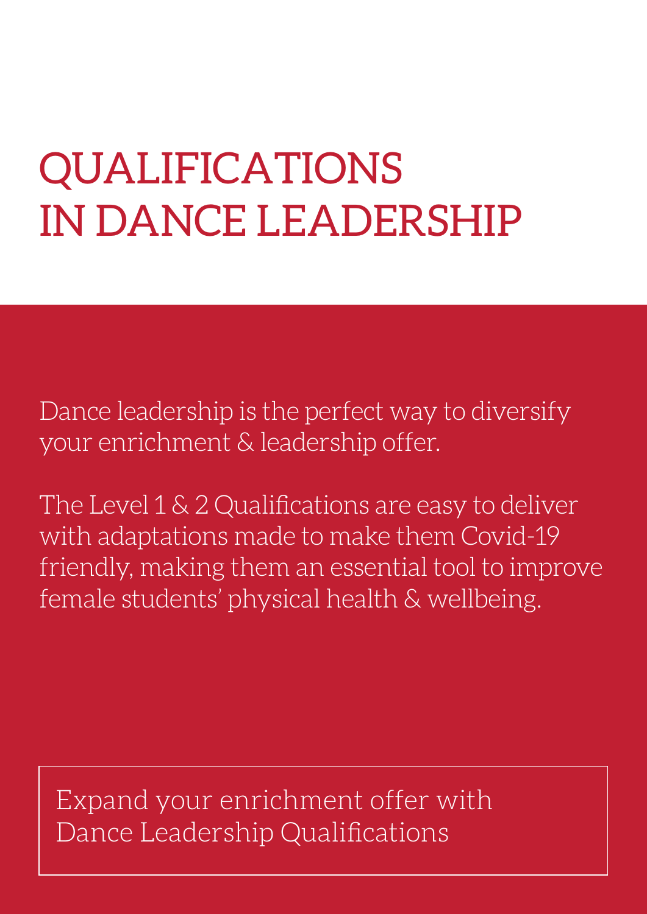# QUALIFICATIONS IN DANCE LEADERSHIP

Dance leadership is the perfect way to diversify your enrichment & leadership offer.

The Level 1 & 2 Qualifications are easy to deliver with adaptations made to make them Covid-19 friendly, making them an essential tool to improve female students' physical health & wellbeing.

Expand your enrichment offer with Dance Leadership Qualifications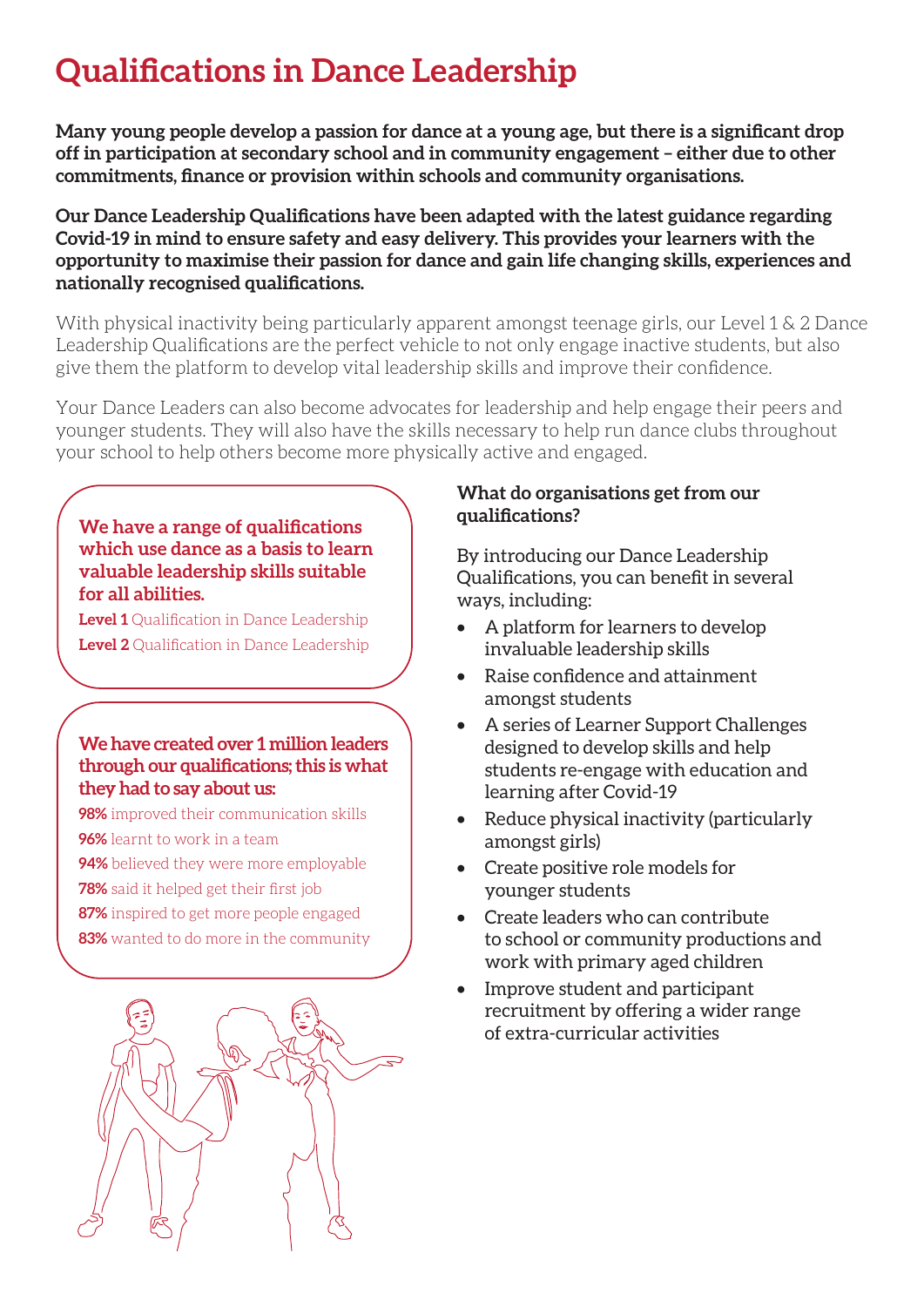# Qualifications in Dance Leadership

**Many young people develop a passion for dance at a young age, but there is a significant drop off in participation at secondary school and in community engagement – either due to other commitments, finance or provision within schools and community organisations.**

**Our Dance Leadership Qualifications have been adapted with the latest guidance regarding Covid-19 in mind to ensure safety and easy delivery. This provides your learners with the opportunity to maximise their passion for dance and gain life changing skills, experiences and nationally recognised qualifications.**

With physical inactivity being particularly apparent amongst teenage girls, our Level 1 & 2 Dance Leadership Qualifications are the perfect vehicle to not only engage inactive students, but also give them the platform to develop vital leadership skills and improve their confidence.

Your Dance Leaders can also become advocates for leadership and help engage their peers and younger students. They will also have the skills necessary to help run dance clubs throughout your school to help others become more physically active and engaged.

**We have a range of qualifications which use dance as a basis to learn valuable leadership skills suitable for all abilities.**

**Level 1** Qualification in Dance Leadership
**Level 2** Qualification in Dance Leadership

**We have created over 1 million leaders through our qualifications; this is what they had to say about us:**

**98%** improved their communication skills
**96%** learnt to work in a team
**94%** believed they were more employable
**78%** said it helped get their first job
**87%** inspired to get more people engaged
**83%** wanted to do more in the community

**What do organisations get from our qualifications?**

By introducing our Dance Leadership Qualifications, you can benefit in several ways, including:

- A platform for learners to develop invaluable leadership skills
- Raise confidence and attainment amongst students
- A series of Learner Support Challenges designed to develop skills and help students re-engage with education and learning after Covid-19
- Reduce physical inactivity (particularly amongst girls)
- Create positive role models for younger students
- Create leaders who can contribute to school or community productions and work with primary aged children
- Improve student and participant recruitment by offering a wider range of extra-curricular activities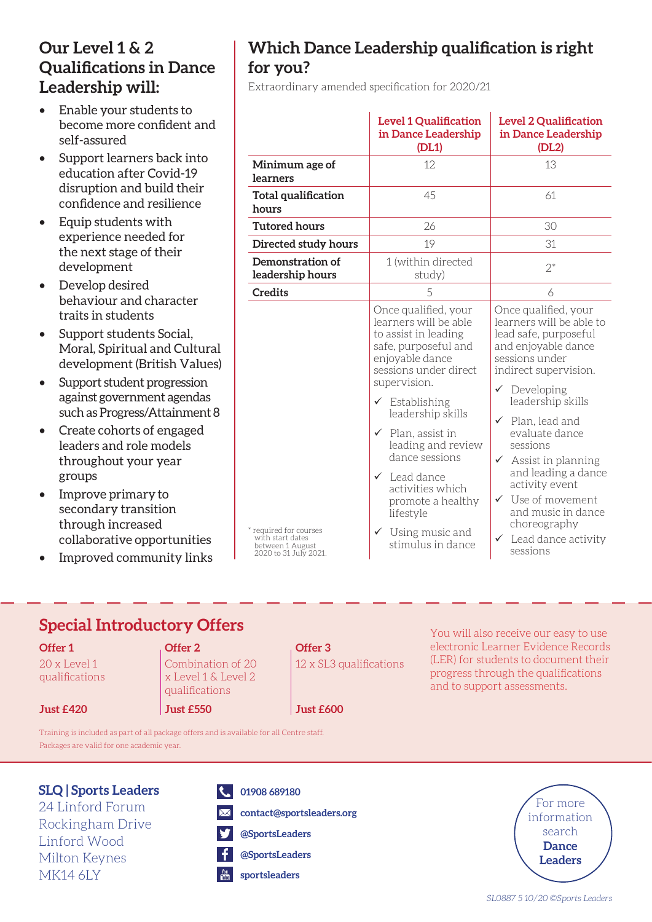## Our Level 1 & 2 Qualifications in Dance Leadership will:

- Enable your students to become more confident and self-assured
- Support learners back into education after Covid-19 disruption and build their confidence and resilience
- Equip students with experience needed for the next stage of their development
- Develop desired behaviour and character traits in students
- Support students Social, Moral, Spiritual and Cultural development (British Values)
- Support student progression against government agendas such as Progress/Attainment 8
- Create cohorts of engaged leaders and role models throughout your year groups
- Improve primary to secondary transition through increased collaborative opportunities
- Improved community links

## Which Dance Leadership qualification is right for you?

Extraordinary amended specification for 2020/21

| | Level 1 Qualification in Dance Leadership (DL1) | Level 2 Qualification in Dance Leadership (DL2) |
|---|---|---|
| **Minimum age of learners** | 12 | 13 |
| **Total qualification hours** | 45 | 61 |
| **Tutored hours** | 26 | 30 |
| **Directed study hours** | 19 | 31 |
| **Demonstration of leadership hours** | 1 (within directed study) | 2* |
| **Credits** | 5 | 6 |
| | Once qualified, your learners will be able to assist in leading safe, purposeful and enjoyable dance sessions under direct supervision.<br>✓ Establishing leadership skills<br>✓ Plan, assist in leading and review dance sessions<br>✓ Lead dance activities which promote a healthy lifestyle<br>✓ Using music and stimulus in dance | Once qualified, your learners will be able to lead safe, purposeful and enjoyable dance sessions under indirect supervision.<br>✓ Developing leadership skills<br>✓ Plan, lead and evaluate dance sessions<br>✓ Assist in planning and leading a dance activity event<br>✓ Use of movement and music in dance choreography<br>✓ Lead dance activity sessions |

* required for courses with start dates between 1 August 2020 to 31 July 2021.

## Special Introductory Offers

**Offer 1**
20 x Level 1 qualifications
**Just £420**

**Offer 2**
Combination of 20 x Level 1 & Level 2 qualifications
**Just £550**

**Offer 3**
12 x SL3 qualifications
**Just £600**

You will also receive our easy to use electronic Learner Evidence Records (LER) for students to document their progress through the qualifications and to support assessments.

Training is included as part of all package offers and is available for all Centre staff.
Packages are valid for one academic year.

**SLQ | Sports Leaders**
24 Linford Forum
Rockingham Drive
Linford Wood
Milton Keynes
MK14 6LY

**01908 689180**
**contact@sportsleaders.org**
**@SportsLeaders**
**@SportsLeaders**
**sportsleaders**

For more information search **Dance Leaders**

*SL0887 5 10/20 ©Sports Leaders*